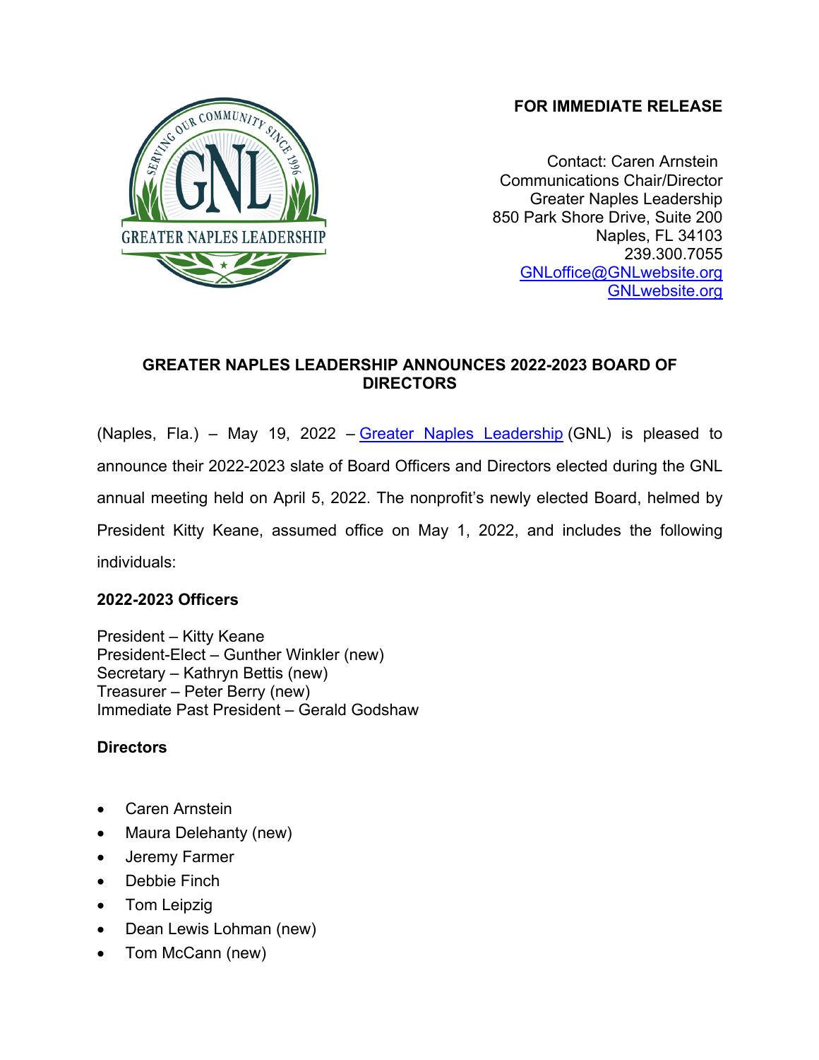**FOR IMMEDIATE RELEASE**

Contact: Caren Arnstein
Communications Chair/Director
Greater Naples Leadership
850 Park Shore Drive, Suite 200
Naples, FL 34103
239.300.7055
[GNLoffice@GNLwebsite.org](mailto:GNLoffice@GNLwebsite.org)
[GNLwebsite.org](GNLwebsite.org)

# GREATER NAPLES LEADERSHIP ANNOUNCES 2022-2023 BOARD OF DIRECTORS

(Naples, Fla.) – May 19, 2022 – [Greater Naples Leadership](GNLwebsite.org) (GNL) is pleased to announce their 2022-2023 slate of Board Officers and Directors elected during the GNL annual meeting held on April 5, 2022. The nonprofit's newly elected Board, helmed by President Kitty Keane, assumed office on May 1, 2022, and includes the following individuals:

**2022-2023 Officers**

President – Kitty Keane
President-Elect – Gunther Winkler (new)
Secretary – Kathryn Bettis (new)
Treasurer – Peter Berry (new)
Immediate Past President – Gerald Godshaw

**Directors**

- Caren Arnstein
- Maura Delehanty (new)
- Jeremy Farmer
- Debbie Finch
- Tom Leipzig
- Dean Lewis Lohman (new)
- Tom McCann (new)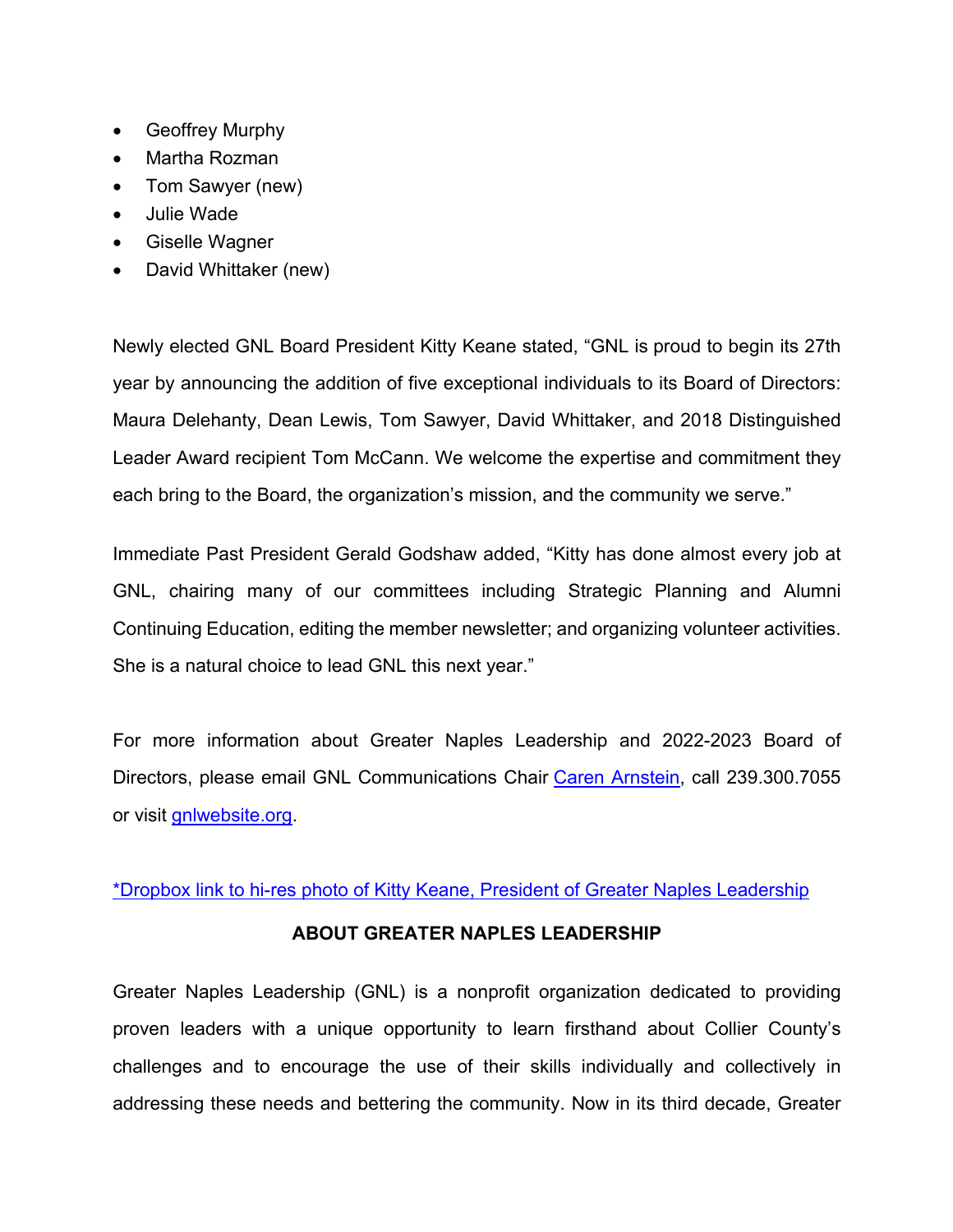- Geoffrey Murphy
- Martha Rozman
- Tom Sawyer (new)
- Julie Wade
- Giselle Wagner
- David Whittaker (new)

Newly elected GNL Board President Kitty Keane stated, "GNL is proud to begin its 27th year by announcing the addition of five exceptional individuals to its Board of Directors: Maura Delehanty, Dean Lewis, Tom Sawyer, David Whittaker, and 2018 Distinguished Leader Award recipient Tom McCann. We welcome the expertise and commitment they each bring to the Board, the organization's mission, and the community we serve."

Immediate Past President Gerald Godshaw added, "Kitty has done almost every job at GNL, chairing many of our committees including Strategic Planning and Alumni Continuing Education, editing the member newsletter; and organizing volunteer activities. She is a natural choice to lead GNL this next year."

For more information about Greater Naples Leadership and 2022-2023 Board of Directors, please email GNL Communications Chair Caren Arnstein, call 239.300.7055 or visit gnlwebsite.org.

*Dropbox link to hi-res photo of Kitty Keane, President of Greater Naples Leadership

**ABOUT GREATER NAPLES LEADERSHIP**

Greater Naples Leadership (GNL) is a nonprofit organization dedicated to providing proven leaders with a unique opportunity to learn firsthand about Collier County's challenges and to encourage the use of their skills individually and collectively in addressing these needs and bettering the community. Now in its third decade, Greater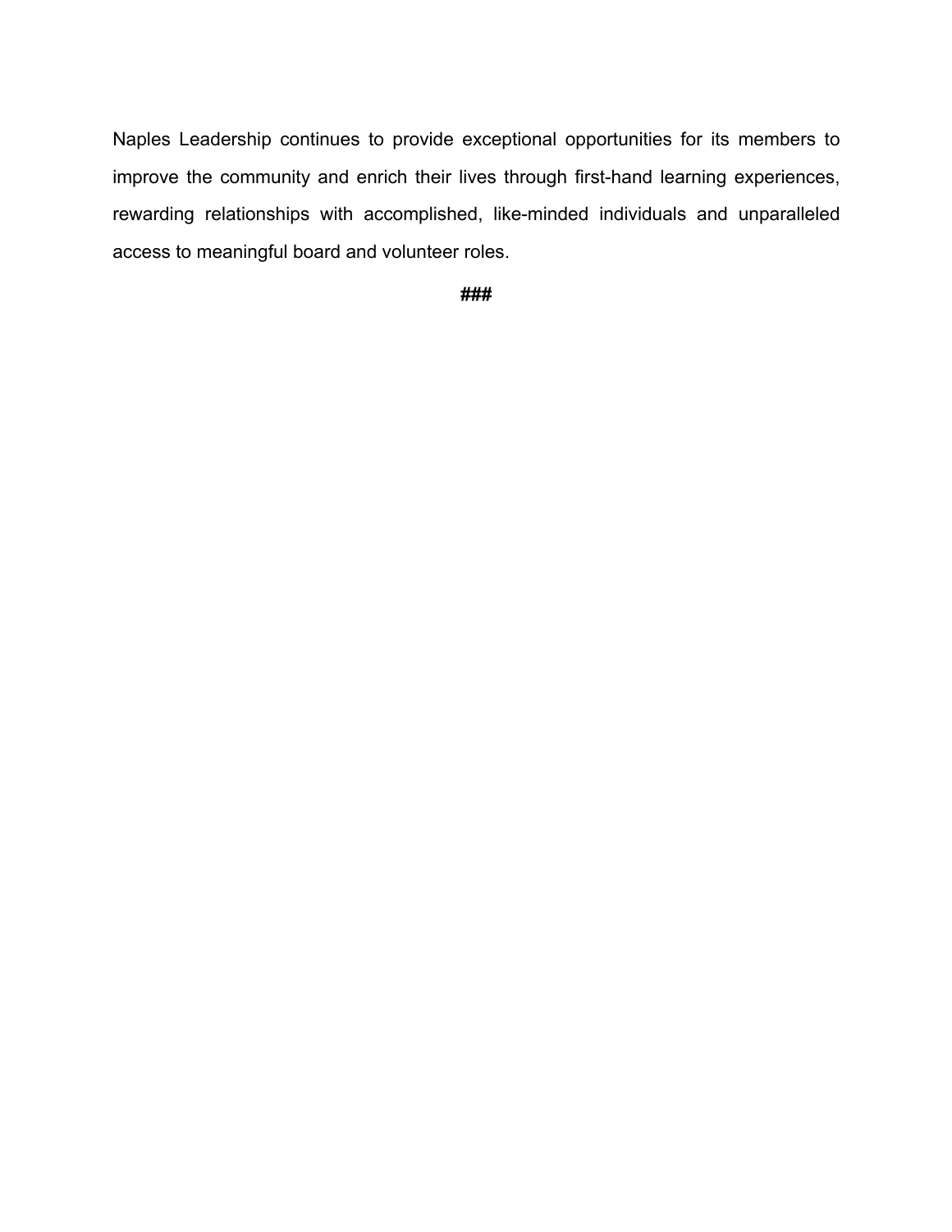Naples Leadership continues to provide exceptional opportunities for its members to improve the community and enrich their lives through first-hand learning experiences, rewarding relationships with accomplished, like-minded individuals and unparalleled access to meaningful board and volunteer roles.

**###**